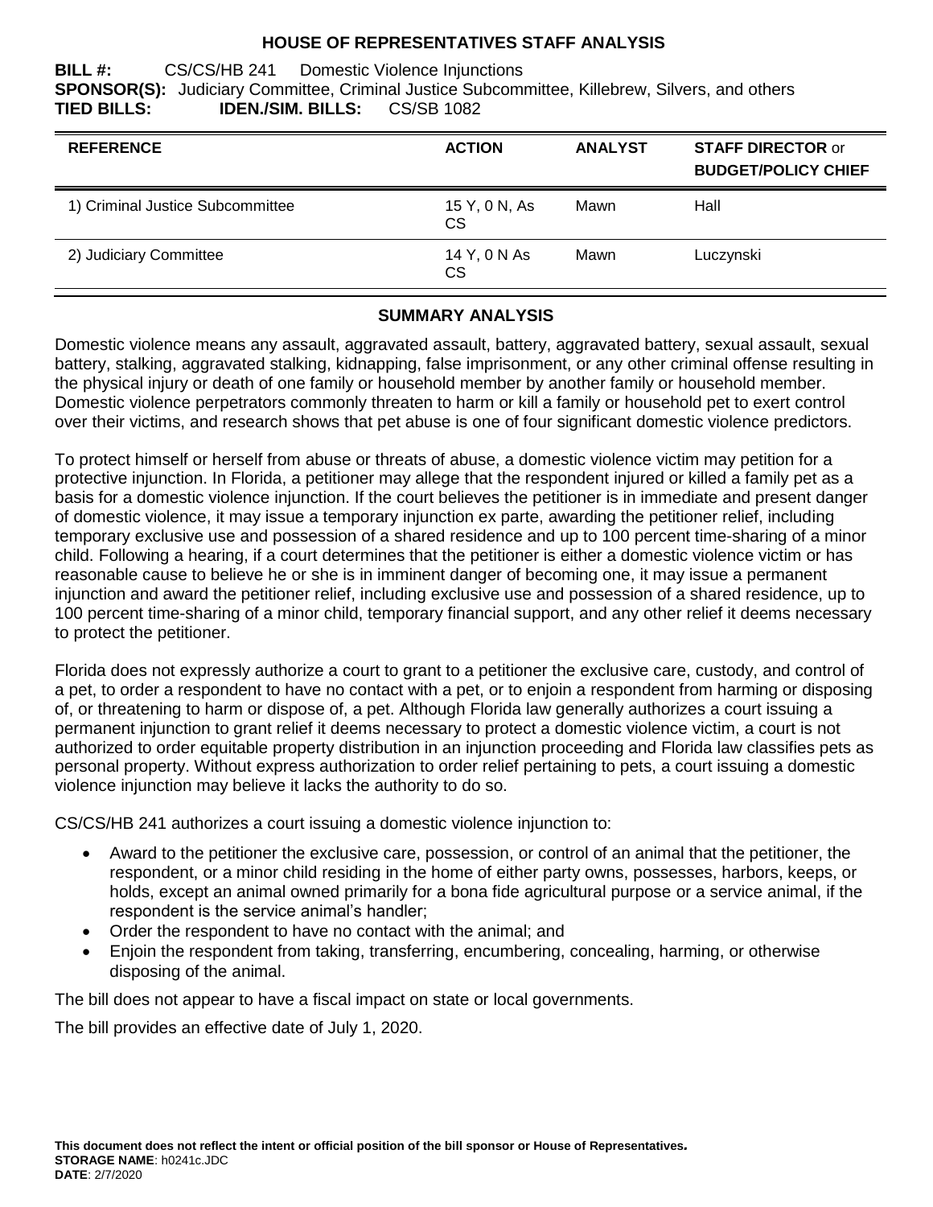# HOUSE OF REPRESENTATIVES STAFF ANALYSIS

**BILL #:** CS/CS/HB 241 Domestic Violence Injunctions
**SPONSOR(S):** Judiciary Committee, Criminal Justice Subcommittee, Killebrew, Silvers, and others
**TIED BILLS:** **IDEN./SIM. BILLS:** CS/SB 1082

| REFERENCE | ACTION | ANALYST | STAFF DIRECTOR or BUDGET/POLICY CHIEF |
|---|---|---|---|
| 1) Criminal Justice Subcommittee | 15 Y, 0 N, As CS | Mawn | Hall |
| 2) Judiciary Committee | 14 Y, 0 N As CS | Mawn | Luczynski |

## SUMMARY ANALYSIS

Domestic violence means any assault, aggravated assault, battery, aggravated battery, sexual assault, sexual battery, stalking, aggravated stalking, kidnapping, false imprisonment, or any other criminal offense resulting in the physical injury or death of one family or household member by another family or household member. Domestic violence perpetrators commonly threaten to harm or kill a family or household pet to exert control over their victims, and research shows that pet abuse is one of four significant domestic violence predictors.

To protect himself or herself from abuse or threats of abuse, a domestic violence victim may petition for a protective injunction. In Florida, a petitioner may allege that the respondent injured or killed a family pet as a basis for a domestic violence injunction. If the court believes the petitioner is in immediate and present danger of domestic violence, it may issue a temporary injunction ex parte, awarding the petitioner relief, including temporary exclusive use and possession of a shared residence and up to 100 percent time-sharing of a minor child. Following a hearing, if a court determines that the petitioner is either a domestic violence victim or has reasonable cause to believe he or she is in imminent danger of becoming one, it may issue a permanent injunction and award the petitioner relief, including exclusive use and possession of a shared residence, up to 100 percent time-sharing of a minor child, temporary financial support, and any other relief it deems necessary to protect the petitioner.

Florida does not expressly authorize a court to grant to a petitioner the exclusive care, custody, and control of a pet, to order a respondent to have no contact with a pet, or to enjoin a respondent from harming or disposing of, or threatening to harm or dispose of, a pet. Although Florida law generally authorizes a court issuing a permanent injunction to grant relief it deems necessary to protect a domestic violence victim, a court is not authorized to order equitable property distribution in an injunction proceeding and Florida law classifies pets as personal property. Without express authorization to order relief pertaining to pets, a court issuing a domestic violence injunction may believe it lacks the authority to do so.

CS/CS/HB 241 authorizes a court issuing a domestic violence injunction to:

- Award to the petitioner the exclusive care, possession, or control of an animal that the petitioner, the respondent, or a minor child residing in the home of either party owns, possesses, harbors, keeps, or holds, except an animal owned primarily for a bona fide agricultural purpose or a service animal, if the respondent is the service animal's handler;
- Order the respondent to have no contact with the animal; and
- Enjoin the respondent from taking, transferring, encumbering, concealing, harming, or otherwise disposing of the animal.

The bill does not appear to have a fiscal impact on state or local governments.

The bill provides an effective date of July 1, 2020.

**This document does not reflect the intent or official position of the bill sponsor or House of Representatives.**
**STORAGE NAME**: h0241c.JDC
**DATE**: 2/7/2020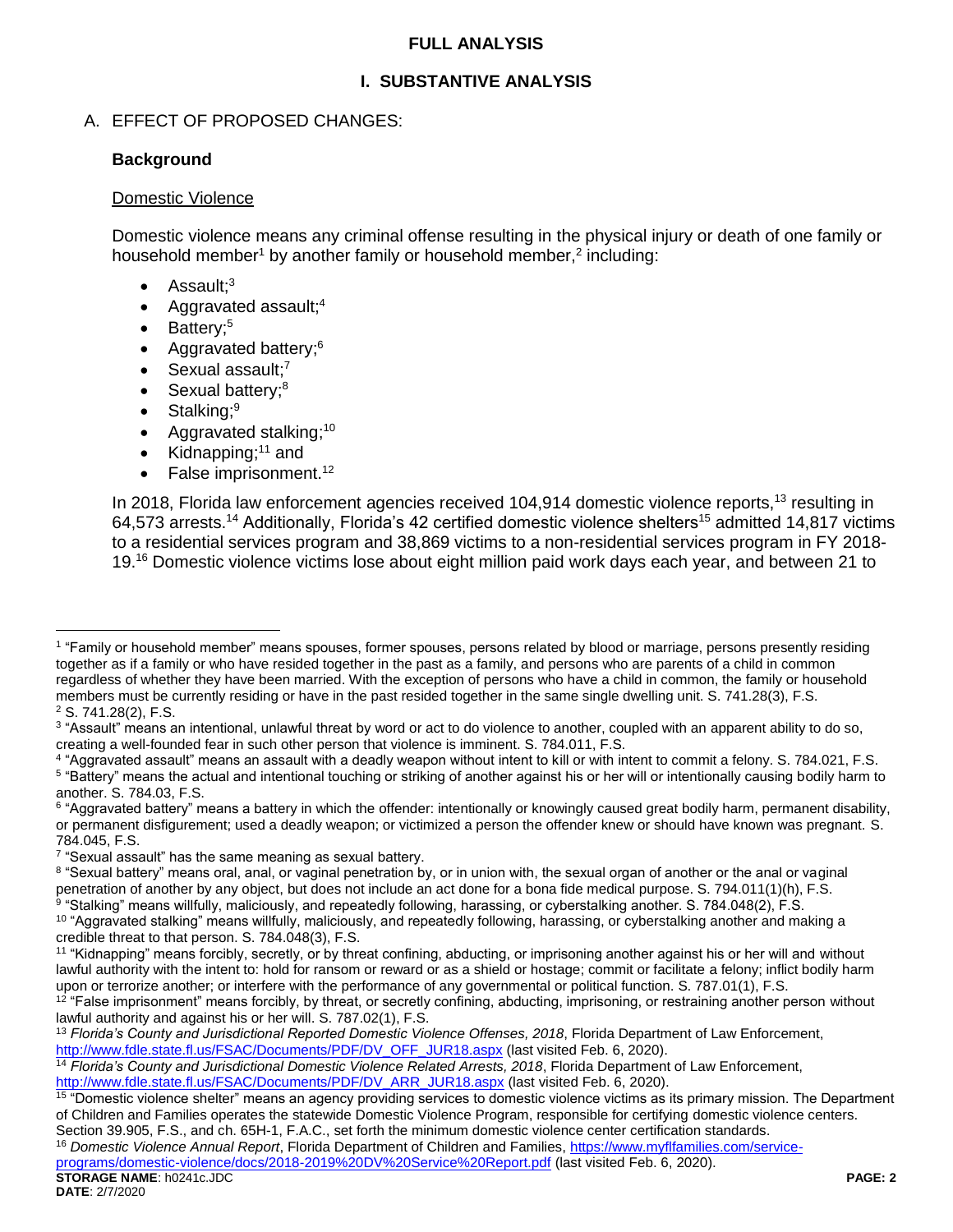# FULL ANALYSIS

## I. SUBSTANTIVE ANALYSIS

### A. EFFECT OF PROPOSED CHANGES:

**Background**

Domestic Violence

Domestic violence means any criminal offense resulting in the physical injury or death of one family or household member[1] by another family or household member,[2] including:

- Assault;[3]
- Aggravated assault;[4]
- Battery;[5]
- Aggravated battery;[6]
- Sexual assault;[7]
- Sexual battery;[8]
- Stalking;[9]
- Aggravated stalking;[10]
- Kidnapping;[11] and
- False imprisonment.[12]

In 2018, Florida law enforcement agencies received 104,914 domestic violence reports,[13] resulting in 64,573 arrests.[14] Additionally, Florida's 42 certified domestic violence shelters[15] admitted 14,817 victims to a residential services program and 38,869 victims to a non-residential services program in FY 2018-19.[16] Domestic violence victims lose about eight million paid work days each year, and between 21 to

---

[1] "Family or household member" means spouses, former spouses, persons related by blood or marriage, persons presently residing together as if a family or who have resided together in the past as a family, and persons who are parents of a child in common regardless of whether they have been married. With the exception of persons who have a child in common, the family or household members must be currently residing or have in the past resided together in the same single dwelling unit. S. 741.28(3), F.S.

[2] S. 741.28(2), F.S.

[3] "Assault" means an intentional, unlawful threat by word or act to do violence to another, coupled with an apparent ability to do so, creating a well-founded fear in such other person that violence is imminent. S. 784.011, F.S.

[4] "Aggravated assault" means an assault with a deadly weapon without intent to kill or with intent to commit a felony. S. 784.021, F.S.

[5] "Battery" means the actual and intentional touching or striking of another against his or her will or intentionally causing bodily harm to another. S. 784.03, F.S.

[6] "Aggravated battery" means a battery in which the offender: intentionally or knowingly caused great bodily harm, permanent disability, or permanent disfigurement; used a deadly weapon; or victimized a person the offender knew or should have known was pregnant. S. 784.045, F.S.

[7] "Sexual assault" has the same meaning as sexual battery.

[8] "Sexual battery" means oral, anal, or vaginal penetration by, or in union with, the sexual organ of another or the anal or vaginal penetration of another by any object, but does not include an act done for a bona fide medical purpose. S. 794.011(1)(h), F.S.

[9] "Stalking" means willfully, maliciously, and repeatedly following, harassing, or cyberstalking another. S. 784.048(2), F.S.

[10] "Aggravated stalking" means willfully, maliciously, and repeatedly following, harassing, or cyberstalking another and making a credible threat to that person. S. 784.048(3), F.S.

[11] "Kidnapping" means forcibly, secretly, or by threat confining, abducting, or imprisoning another against his or her will and without lawful authority with the intent to: hold for ransom or reward or as a shield or hostage; commit or facilitate a felony; inflict bodily harm upon or terrorize another; or interfere with the performance of any governmental or political function. S. 787.01(1), F.S.

[12] "False imprisonment" means forcibly, by threat, or secretly confining, abducting, imprisoning, or restraining another person without lawful authority and against his or her will. S. 787.02(1), F.S.

[13] *Florida's County and Jurisdictional Reported Domestic Violence Offenses, 2018*, Florida Department of Law Enforcement, http://www.fdle.state.fl.us/FSAC/Documents/PDF/DV_OFF_JUR18.aspx (last visited Feb. 6, 2020).

[14] *Florida's County and Jurisdictional Domestic Violence Related Arrests, 2018*, Florida Department of Law Enforcement, http://www.fdle.state.fl.us/FSAC/Documents/PDF/DV_ARR_JUR18.aspx (last visited Feb. 6, 2020).

[15] "Domestic violence shelter" means an agency providing services to domestic violence victims as its primary mission. The Department of Children and Families operates the statewide Domestic Violence Program, responsible for certifying domestic violence centers. Section 39.905, F.S., and ch. 65H-1, F.A.C., set forth the minimum domestic violence center certification standards.

[16] *Domestic Violence Annual Report*, Florida Department of Children and Families, https://www.myflfamilies.com/service-programs/domestic-violence/docs/2018-2019%20DV%20Service%20Report.pdf (last visited Feb. 6, 2020).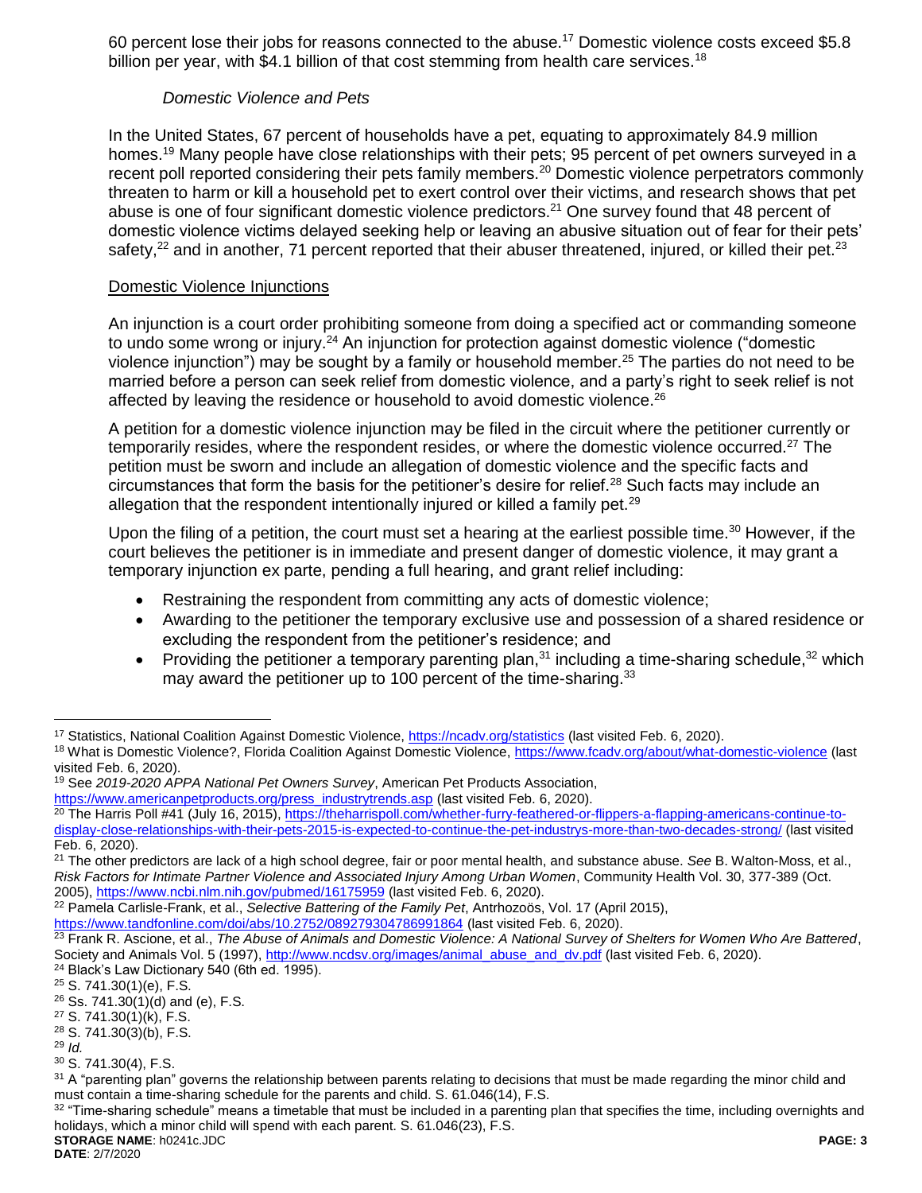60 percent lose their jobs for reasons connected to the abuse.[17] Domestic violence costs exceed $5.8 billion per year, with $4.1 billion of that cost stemming from health care services.[18]

*Domestic Violence and Pets*

In the United States, 67 percent of households have a pet, equating to approximately 84.9 million homes.[19] Many people have close relationships with their pets; 95 percent of pet owners surveyed in a recent poll reported considering their pets family members.[20] Domestic violence perpetrators commonly threaten to harm or kill a household pet to exert control over their victims, and research shows that pet abuse is one of four significant domestic violence predictors.[21] One survey found that 48 percent of domestic violence victims delayed seeking help or leaving an abusive situation out of fear for their pets' safety,[22] and in another, 71 percent reported that their abuser threatened, injured, or killed their pet.[23]

<u>Domestic Violence Injunctions</u>

An injunction is a court order prohibiting someone from doing a specified act or commanding someone to undo some wrong or injury.[24] An injunction for protection against domestic violence ("domestic violence injunction") may be sought by a family or household member.[25] The parties do not need to be married before a person can seek relief from domestic violence, and a party's right to seek relief is not affected by leaving the residence or household to avoid domestic violence.[26]

A petition for a domestic violence injunction may be filed in the circuit where the petitioner currently or temporarily resides, where the respondent resides, or where the domestic violence occurred.[27] The petition must be sworn and include an allegation of domestic violence and the specific facts and circumstances that form the basis for the petitioner's desire for relief.[28] Such facts may include an allegation that the respondent intentionally injured or killed a family pet.[29]

Upon the filing of a petition, the court must set a hearing at the earliest possible time.[30] However, if the court believes the petitioner is in immediate and present danger of domestic violence, it may grant a temporary injunction ex parte, pending a full hearing, and grant relief including:

- Restraining the respondent from committing any acts of domestic violence;
- Awarding to the petitioner the temporary exclusive use and possession of a shared residence or excluding the respondent from the petitioner's residence; and
- Providing the petitioner a temporary parenting plan,[31] including a time-sharing schedule,[32] which may award the petitioner up to 100 percent of the time-sharing.[33]

---

[17] Statistics, National Coalition Against Domestic Violence, https://ncadv.org/statistics (last visited Feb. 6, 2020).

[18] What is Domestic Violence?, Florida Coalition Against Domestic Violence, https://www.fcadv.org/about/what-domestic-violence (last visited Feb. 6, 2020).

[19] See *2019-2020 APPA National Pet Owners Survey*, American Pet Products Association, https://www.americanpetproducts.org/press_industrytrends.asp (last visited Feb. 6, 2020).

[20] The Harris Poll #41 (July 16, 2015), https://theharrispoll.com/whether-furry-feathered-or-flippers-a-flapping-americans-continue-to-display-close-relationships-with-their-pets-2015-is-expected-to-continue-the-pet-industrys-more-than-two-decades-strong/ (last visited Feb. 6, 2020).

[21] The other predictors are lack of a high school degree, fair or poor mental health, and substance abuse. *See* B. Walton-Moss, et al., *Risk Factors for Intimate Partner Violence and Associated Injury Among Urban Women*, Community Health Vol. 30, 377-389 (Oct. 2005), https://www.ncbi.nlm.nih.gov/pubmed/16175959 (last visited Feb. 6, 2020).

[22] Pamela Carlisle-Frank, et al., *Selective Battering of the Family Pet*, Antrhozoös, Vol. 17 (April 2015), https://www.tandfonline.com/doi/abs/10.2752/089279304786991864 (last visited Feb. 6, 2020).

[23] Frank R. Ascione, et al., *The Abuse of Animals and Domestic Violence: A National Survey of Shelters for Women Who Are Battered*, Society and Animals Vol. 5 (1997), http://www.ncdsv.org/images/animal_abuse_and_dv.pdf (last visited Feb. 6, 2020).

[24] Black's Law Dictionary 540 (6th ed. 1995).

[25] S. 741.30(1)(e), F.S.

[26] Ss. 741.30(1)(d) and (e), F.S.

[27] S. 741.30(1)(k), F.S.

[28] S. 741.30(3)(b), F.S.

[29] *Id.*

[30] S. 741.30(4), F.S.

[31] A "parenting plan" governs the relationship between parents relating to decisions that must be made regarding the minor child and must contain a time-sharing schedule for the parents and child. S. 61.046(14), F.S.

[32] "Time-sharing schedule" means a timetable that must be included in a parenting plan that specifies the time, including overnights and holidays, which a minor child will spend with each parent. S. 61.046(23), F.S.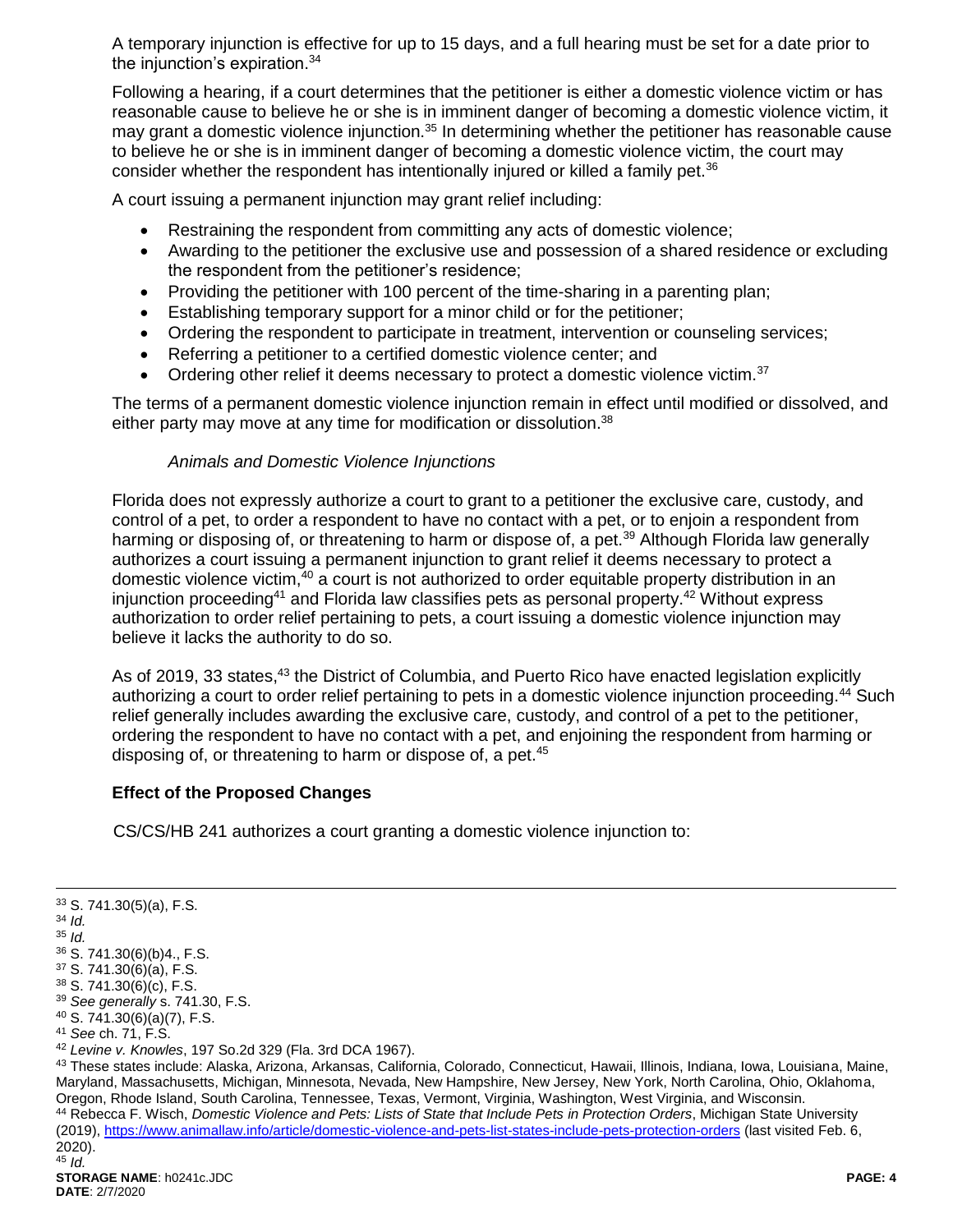A temporary injunction is effective for up to 15 days, and a full hearing must be set for a date prior to the injunction's expiration.[34]

Following a hearing, if a court determines that the petitioner is either a domestic violence victim or has reasonable cause to believe he or she is in imminent danger of becoming a domestic violence victim, it may grant a domestic violence injunction.[35] In determining whether the petitioner has reasonable cause to believe he or she is in imminent danger of becoming a domestic violence victim, the court may consider whether the respondent has intentionally injured or killed a family pet.[36]

A court issuing a permanent injunction may grant relief including:

- Restraining the respondent from committing any acts of domestic violence;
- Awarding to the petitioner the exclusive use and possession of a shared residence or excluding the respondent from the petitioner's residence;
- Providing the petitioner with 100 percent of the time-sharing in a parenting plan;
- Establishing temporary support for a minor child or for the petitioner;
- Ordering the respondent to participate in treatment, intervention or counseling services;
- Referring a petitioner to a certified domestic violence center; and
- Ordering other relief it deems necessary to protect a domestic violence victim.[37]

The terms of a permanent domestic violence injunction remain in effect until modified or dissolved, and either party may move at any time for modification or dissolution.[38]

*Animals and Domestic Violence Injunctions*

Florida does not expressly authorize a court to grant to a petitioner the exclusive care, custody, and control of a pet, to order a respondent to have no contact with a pet, or to enjoin a respondent from harming or disposing of, or threatening to harm or dispose of, a pet.[39] Although Florida law generally authorizes a court issuing a permanent injunction to grant relief it deems necessary to protect a domestic violence victim,[40] a court is not authorized to order equitable property distribution in an injunction proceeding[41] and Florida law classifies pets as personal property.[42] Without express authorization to order relief pertaining to pets, a court issuing a domestic violence injunction may believe it lacks the authority to do so.

As of 2019, 33 states,[43] the District of Columbia, and Puerto Rico have enacted legislation explicitly authorizing a court to order relief pertaining to pets in a domestic violence injunction proceeding.[44] Such relief generally includes awarding the exclusive care, custody, and control of a pet to the petitioner, ordering the respondent to have no contact with a pet, and enjoining the respondent from harming or disposing of, or threatening to harm or dispose of, a pet.[45]

**Effect of the Proposed Changes**

CS/CS/HB 241 authorizes a court granting a domestic violence injunction to:

---

[33] S. 741.30(5)(a), F.S.

[34] *Id.*

[35] *Id.*

[36] S. 741.30(6)(b)4., F.S.

[37] S. 741.30(6)(a), F.S.

[38] S. 741.30(6)(c), F.S.

[39] *See generally* s. 741.30, F.S.

[40] S. 741.30(6)(a)(7), F.S.

[41] *See* ch. 71, F.S.

[42] *Levine v. Knowles*, 197 So.2d 329 (Fla. 3rd DCA 1967).

[43] These states include: Alaska, Arizona, Arkansas, California, Colorado, Connecticut, Hawaii, Illinois, Indiana, Iowa, Louisiana, Maine, Maryland, Massachusetts, Michigan, Minnesota, Nevada, New Hampshire, New Jersey, New York, North Carolina, Ohio, Oklahoma, Oregon, Rhode Island, South Carolina, Tennessee, Texas, Vermont, Virginia, Washington, West Virginia, and Wisconsin.

[44] Rebecca F. Wisch, *Domestic Violence and Pets: Lists of State that Include Pets in Protection Orders*, Michigan State University (2019), https://www.animallaw.info/article/domestic-violence-and-pets-list-states-include-pets-protection-orders (last visited Feb. 6, 2020).

[45] *Id.*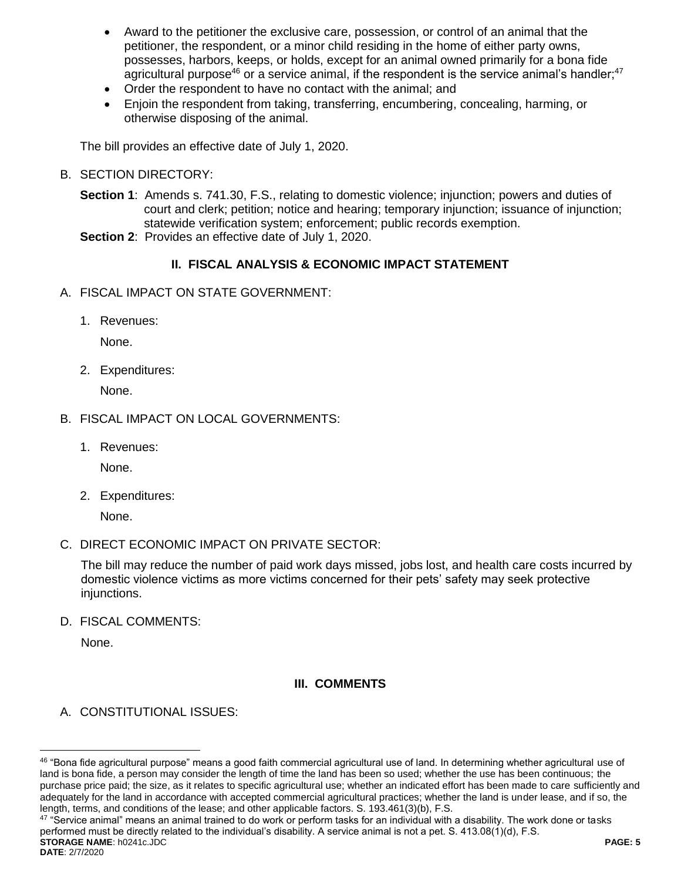- Award to the petitioner the exclusive care, possession, or control of an animal that the petitioner, the respondent, or a minor child residing in the home of either party owns, possesses, harbors, keeps, or holds, except for an animal owned primarily for a bona fide agricultural purpose[46] or a service animal, if the respondent is the service animal's handler;[47]
- Order the respondent to have no contact with the animal; and
- Enjoin the respondent from taking, transferring, encumbering, concealing, harming, or otherwise disposing of the animal.

The bill provides an effective date of July 1, 2020.

B. SECTION DIRECTORY:

**Section 1**: Amends s. 741.30, F.S., relating to domestic violence; injunction; powers and duties of court and clerk; petition; notice and hearing; temporary injunction; issuance of injunction; statewide verification system; enforcement; public records exemption.
**Section 2**: Provides an effective date of July 1, 2020.

## II. FISCAL ANALYSIS & ECONOMIC IMPACT STATEMENT

A. FISCAL IMPACT ON STATE GOVERNMENT:

1. Revenues:

   None.

2. Expenditures:

   None.

B. FISCAL IMPACT ON LOCAL GOVERNMENTS:

1. Revenues:

   None.

2. Expenditures:

   None.

C. DIRECT ECONOMIC IMPACT ON PRIVATE SECTOR:

The bill may reduce the number of paid work days missed, jobs lost, and health care costs incurred by domestic violence victims as more victims concerned for their pets' safety may seek protective injunctions.

D. FISCAL COMMENTS:

None.

## III. COMMENTS

A. CONSTITUTIONAL ISSUES:

---

[46] "Bona fide agricultural purpose" means a good faith commercial agricultural use of land. In determining whether agricultural use of land is bona fide, a person may consider the length of time the land has been so used; whether the use has been continuous; the purchase price paid; the size, as it relates to specific agricultural use; whether an indicated effort has been made to care sufficiently and adequately for the land in accordance with accepted commercial agricultural practices; whether the land is under lease, and if so, the length, terms, and conditions of the lease; and other applicable factors. S. 193.461(3)(b), F.S.

[47] "Service animal" means an animal trained to do work or perform tasks for an individual with a disability. The work done or tasks performed must be directly related to the individual's disability. A service animal is not a pet. S. 413.08(1)(d), F.S.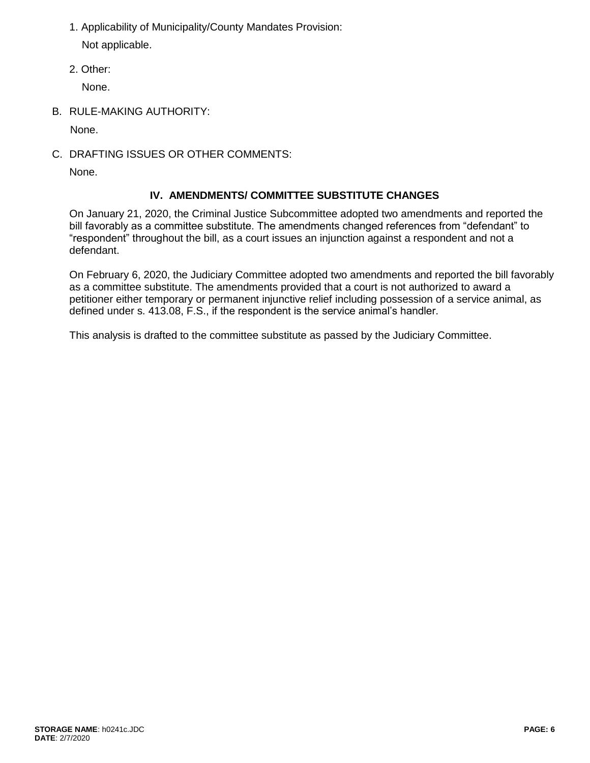1. Applicability of Municipality/County Mandates Provision:

   Not applicable.

2. Other:

   None.

B. RULE-MAKING AUTHORITY:

   None.

C. DRAFTING ISSUES OR OTHER COMMENTS:

   None.

## IV. AMENDMENTS/ COMMITTEE SUBSTITUTE CHANGES

On January 21, 2020, the Criminal Justice Subcommittee adopted two amendments and reported the bill favorably as a committee substitute. The amendments changed references from "defendant" to "respondent" throughout the bill, as a court issues an injunction against a respondent and not a defendant.

On February 6, 2020, the Judiciary Committee adopted two amendments and reported the bill favorably as a committee substitute. The amendments provided that a court is not authorized to award a petitioner either temporary or permanent injunctive relief including possession of a service animal, as defined under s. 413.08, F.S., if the respondent is the service animal's handler.

This analysis is drafted to the committee substitute as passed by the Judiciary Committee.